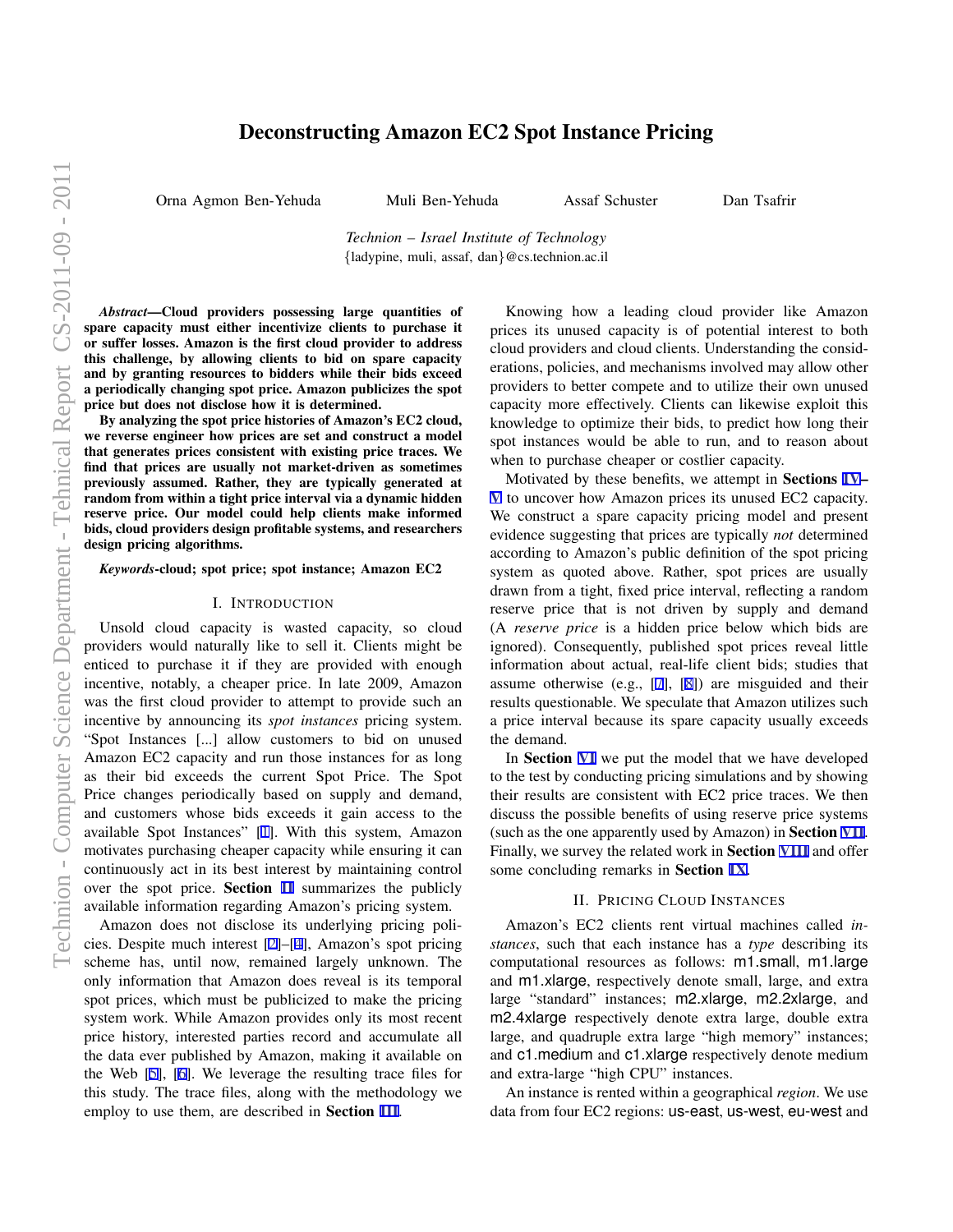# Deconstructing Amazon EC2 Spot Instance Pricing

Orna Agmon Ben-Yehuda  Muli Ben-Yehuda  Assaf Schuster  Dan Tsafrir

*Technion – Israel Institute of Technology*
{ladypine, muli, assaf, dan}@cs.technion.ac.il

***Abstract*—Cloud providers possessing large quantities of spare capacity must either incentivize clients to purchase it or suffer losses. Amazon is the first cloud provider to address this challenge, by allowing clients to bid on spare capacity and by granting resources to bidders while their bids exceed a periodically changing spot price. Amazon publicizes the spot price but does not disclose how it is determined.**

**By analyzing the spot price histories of Amazon's EC2 cloud, we reverse engineer how prices are set and construct a model that generates prices consistent with existing price traces. We find that prices are usually not market-driven as sometimes previously assumed. Rather, they are typically generated at random from within a tight price interval via a dynamic hidden reserve price. Our model could help clients make informed bids, cloud providers design profitable systems, and researchers design pricing algorithms.**

***Keywords*-cloud; spot price; spot instance; Amazon EC2**

## I. Introduction

Unsold cloud capacity is wasted capacity, so cloud providers would naturally like to sell it. Clients might be enticed to purchase it if they are provided with enough incentive, notably, a cheaper price. In late 2009, Amazon was the first cloud provider to attempt to provide such an incentive by announcing its *spot instances* pricing system. "Spot Instances [...] allow customers to bid on unused Amazon EC2 capacity and run those instances for as long as their bid exceeds the current Spot Price. The Spot Price changes periodically based on supply and demand, and customers whose bids exceeds it gain access to the available Spot Instances" [1]. With this system, Amazon motivates purchasing cheaper capacity while ensuring it can continuously act in its best interest by maintaining control over the spot price. **Section II** summarizes the publicly available information regarding Amazon's pricing system.

Amazon does not disclose its underlying pricing policies. Despite much interest [2]–[4], Amazon's spot pricing scheme has, until now, remained largely unknown. The only information that Amazon does reveal is its temporal spot prices, which must be publicized to make the pricing system work. While Amazon provides only its most recent price history, interested parties record and accumulate all the data ever published by Amazon, making it available on the Web [5], [6]. We leverage the resulting trace files for this study. The trace files, along with the methodology we employ to use them, are described in **Section III**.

Knowing how a leading cloud provider like Amazon prices its unused capacity is of potential interest to both cloud providers and cloud clients. Understanding the considerations, policies, and mechanisms involved may allow other providers to better compete and to utilize their own unused capacity more effectively. Clients can likewise exploit this knowledge to optimize their bids, to predict how long their spot instances would be able to run, and to reason about when to purchase cheaper or costlier capacity.

Motivated by these benefits, we attempt in **Sections IV–V** to uncover how Amazon prices its unused EC2 capacity. We construct a spare capacity pricing model and present evidence suggesting that prices are typically *not* determined according to Amazon's public definition of the spot pricing system as quoted above. Rather, spot prices are usually drawn from a tight, fixed price interval, reflecting a random reserve price that is not driven by supply and demand (A *reserve price* is a hidden price below which bids are ignored). Consequently, published spot prices reveal little information about actual, real-life client bids; studies that assume otherwise (e.g., [7], [8]) are misguided and their results questionable. We speculate that Amazon utilizes such a price interval because its spare capacity usually exceeds the demand.

In **Section VI** we put the model that we have developed to the test by conducting pricing simulations and by showing their results are consistent with EC2 price traces. We then discuss the possible benefits of using reserve price systems (such as the one apparently used by Amazon) in **Section VII**. Finally, we survey the related work in **Section VIII** and offer some concluding remarks in **Section IX**.

## II. Pricing Cloud Instances

Amazon's EC2 clients rent virtual machines called *instances*, such that each instance has a *type* describing its computational resources as follows: m1.small, m1.large and m1.xlarge, respectively denote small, large, and extra large "standard" instances; m2.xlarge, m2.2xlarge, and m2.4xlarge respectively denote extra large, double extra large, and quadruple extra large "high memory" instances; and c1.medium and c1.xlarge respectively denote medium and extra-large "high CPU" instances.

An instance is rented within a geographical *region*. We use data from four EC2 regions: us-east, us-west, eu-west and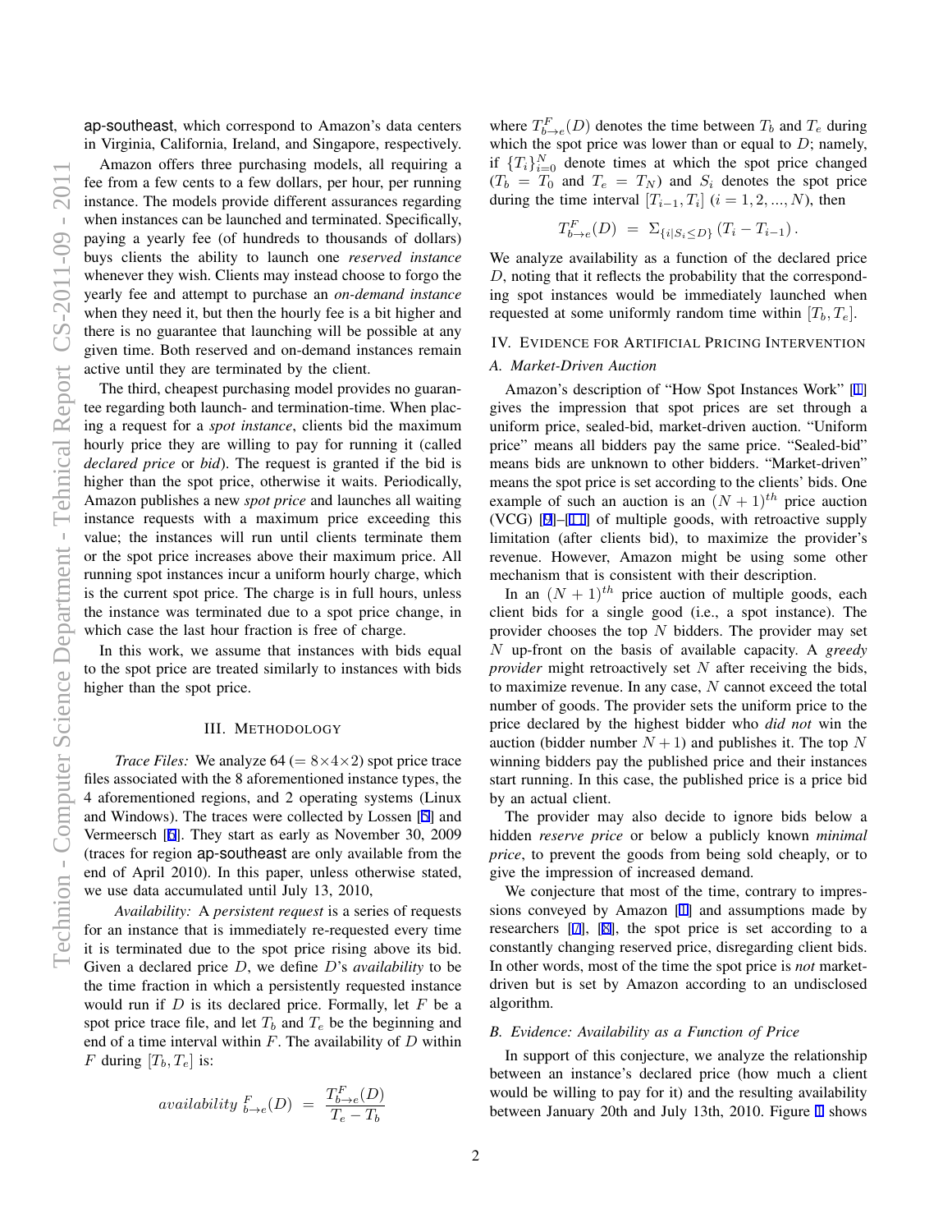ap-southeast, which correspond to Amazon's data centers in Virginia, California, Ireland, and Singapore, respectively.

Amazon offers three purchasing models, all requiring a fee from a few cents to a few dollars, per hour, per running instance. The models provide different assurances regarding when instances can be launched and terminated. Specifically, paying a yearly fee (of hundreds to thousands of dollars) buys clients the ability to launch one *reserved instance* whenever they wish. Clients may instead choose to forgo the yearly fee and attempt to purchase an *on-demand instance* when they need it, but then the hourly fee is a bit higher and there is no guarantee that launching will be possible at any given time. Both reserved and on-demand instances remain active until they are terminated by the client.

The third, cheapest purchasing model provides no guarantee regarding both launch- and termination-time. When placing a request for a *spot instance*, clients bid the maximum hourly price they are willing to pay for running it (called *declared price* or *bid*). The request is granted if the bid is higher than the spot price, otherwise it waits. Periodically, Amazon publishes a new *spot price* and launches all waiting instance requests with a maximum price exceeding this value; the instances will run until clients terminate them or the spot price increases above their maximum price. All running spot instances incur a uniform hourly charge, which is the current spot price. The charge is in full hours, unless the instance was terminated due to a spot price change, in which case the last hour fraction is free of charge.

In this work, we assume that instances with bids equal to the spot price are treated similarly to instances with bids higher than the spot price.

## III. Methodology

*Trace Files:* We analyze 64 ($= 8 \times 4 \times 2$) spot price trace files associated with the 8 aforementioned instance types, the 4 aforementioned regions, and 2 operating systems (Linux and Windows). The traces were collected by Lossen [5] and Vermeersch [6]. They start as early as November 30, 2009 (traces for region ap-southeast are only available from the end of April 2010). In this paper, unless otherwise stated, we use data accumulated until July 13, 2010,

*Availability:* A *persistent request* is a series of requests for an instance that is immediately re-requested every time it is terminated due to the spot price rising above its bid. Given a declared price $D$, we define $D$'s *availability* to be the time fraction in which a persistently requested instance would run if $D$ is its declared price. Formally, let $F$ be a spot price trace file, and let $T_b$ and $T_e$ be the beginning and end of a time interval within $F$. The availability of $D$ within $F$ during $[T_b, T_e]$ is:

$$availability\ {}^{F}_{b \to e}(D) \ = \ \frac{T^F_{b \to e}(D)}{T_e - T_b}$$

where $T^F_{b \to e}(D)$ denotes the time between $T_b$ and $T_e$ during which the spot price was lower than or equal to $D$; namely, if $\{T_i\}_{i=0}^{N}$ denote times at which the spot price changed ($T_b = T_0$ and $T_e = T_N$) and $S_i$ denotes the spot price during the time interval $[T_{i-1}, T_i]$ ($i = 1, 2, ..., N$), then

$$T^F_{b \to e}(D) \ = \ \Sigma_{\{i | S_i \le D\}} \left(T_i - T_{i-1}\right).$$

We analyze availability as a function of the declared price $D$, noting that it reflects the probability that the corresponding spot instances would be immediately launched when requested at some uniformly random time within $[T_b, T_e]$.

## IV. Evidence for Artificial Pricing Intervention

### A. Market-Driven Auction

Amazon's description of "How Spot Instances Work" [1] gives the impression that spot prices are set through a uniform price, sealed-bid, market-driven auction. "Uniform price" means all bidders pay the same price. "Sealed-bid" means bids are unknown to other bidders. "Market-driven" means the spot price is set according to the clients' bids. One example of such an auction is an $(N+1)^{th}$ price auction (VCG) [9]–[11] of multiple goods, with retroactive supply limitation (after clients bid), to maximize the provider's revenue. However, Amazon might be using some other mechanism that is consistent with their description.

In an $(N+1)^{th}$ price auction of multiple goods, each client bids for a single good (i.e., a spot instance). The provider chooses the top $N$ bidders. The provider may set $N$ up-front on the basis of available capacity. A *greedy provider* might retroactively set $N$ after receiving the bids, to maximize revenue. In any case, $N$ cannot exceed the total number of goods. The provider sets the uniform price to the price declared by the highest bidder who *did not* win the auction (bidder number $N+1$) and publishes it. The top $N$ winning bidders pay the published price and their instances start running. In this case, the published price is a price bid by an actual client.

The provider may also decide to ignore bids below a hidden *reserve price* or below a publicly known *minimal price*, to prevent the goods from being sold cheaply, or to give the impression of increased demand.

We conjecture that most of the time, contrary to impressions conveyed by Amazon [1] and assumptions made by researchers [7], [8], the spot price is set according to a constantly changing reserved price, disregarding client bids. In other words, most of the time the spot price is *not* market-driven but is set by Amazon according to an undisclosed algorithm.

### B. Evidence: Availability as a Function of Price

In support of this conjecture, we analyze the relationship between an instance's declared price (how much a client would be willing to pay for it) and the resulting availability between January 20th and July 13th, 2010. Figure 1 shows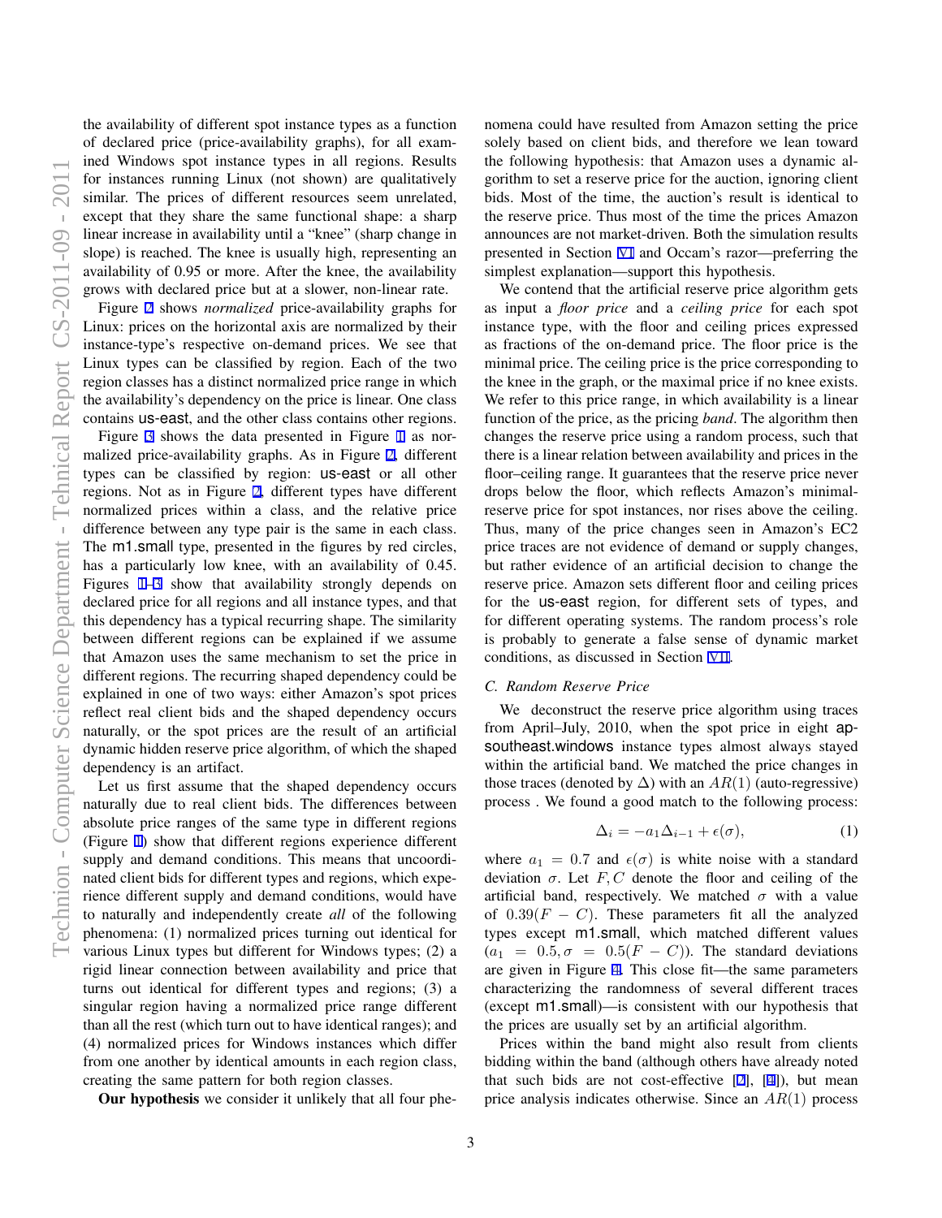the availability of different spot instance types as a function of declared price (price-availability graphs), for all examined Windows spot instance types in all regions. Results for instances running Linux (not shown) are qualitatively similar. The prices of different resources seem unrelated, except that they share the same functional shape: a sharp linear increase in availability until a "knee" (sharp change in slope) is reached. The knee is usually high, representing an availability of 0.95 or more. After the knee, the availability grows with declared price but at a slower, non-linear rate.

Figure 2 shows *normalized* price-availability graphs for Linux: prices on the horizontal axis are normalized by their instance-type's respective on-demand prices. We see that Linux types can be classified by region. Each of the two region classes has a distinct normalized price range in which the availability's dependency on the price is linear. One class contains us-east, and the other class contains other regions.

Figure 3 shows the data presented in Figure 1 as normalized price-availability graphs. As in Figure 2, different types can be classified by region: us-east or all other regions. Not as in Figure 2, different types have different normalized prices within a class, and the relative price difference between any type pair is the same in each class. The m1.small type, presented in the figures by red circles, has a particularly low knee, with an availability of 0.45. Figures 1–3 show that availability strongly depends on declared price for all regions and all instance types, and that this dependency has a typical recurring shape. The similarity between different regions can be explained if we assume that Amazon uses the same mechanism to set the price in different regions. The recurring shaped dependency could be explained in one of two ways: either Amazon's spot prices reflect real client bids and the shaped dependency occurs naturally, or the spot prices are the result of an artificial dynamic hidden reserve price algorithm, of which the shaped dependency is an artifact.

Let us first assume that the shaped dependency occurs naturally due to real client bids. The differences between absolute price ranges of the same type in different regions (Figure 1) show that different regions experience different supply and demand conditions. This means that uncoordinated client bids for different types and regions, which experience different supply and demand conditions, would have to naturally and independently create *all* of the following phenomena: (1) normalized prices turning out identical for various Linux types but different for Windows types; (2) a rigid linear connection between availability and price that turns out identical for different types and regions; (3) a singular region having a normalized price range different than all the rest (which turn out to have identical ranges); and (4) normalized prices for Windows instances which differ from one another by identical amounts in each region class, creating the same pattern for both region classes.

**Our hypothesis** we consider it unlikely that all four phenomena could have resulted from Amazon setting the price solely based on client bids, and therefore we lean toward the following hypothesis: that Amazon uses a dynamic algorithm to set a reserve price for the auction, ignoring client bids. Most of the time, the auction's result is identical to the reserve price. Thus most of the time the prices Amazon announces are not market-driven. Both the simulation results presented in Section VI and Occam's razor—preferring the simplest explanation—support this hypothesis.

We contend that the artificial reserve price algorithm gets as input a *floor price* and a *ceiling price* for each spot instance type, with the floor and ceiling prices expressed as fractions of the on-demand price. The floor price is the minimal price. The ceiling price is the price corresponding to the knee in the graph, or the maximal price if no knee exists. We refer to this price range, in which availability is a linear function of the price, as the pricing *band*. The algorithm then changes the reserve price using a random process, such that there is a linear relation between availability and prices in the floor–ceiling range. It guarantees that the reserve price never drops below the floor, which reflects Amazon's minimal-reserve price for spot instances, nor rises above the ceiling. Thus, many of the price changes seen in Amazon's EC2 price traces are not evidence of demand or supply changes, but rather evidence of an artificial decision to change the reserve price. Amazon sets different floor and ceiling prices for the us-east region, for different sets of types, and for different operating systems. The random process's role is probably to generate a false sense of dynamic market conditions, as discussed in Section VII.

### C. Random Reserve Price

We deconstruct the reserve price algorithm using traces from April–July, 2010, when the spot price in eight ap-southeast.windows instance types almost always stayed within the artificial band. We matched the price changes in those traces (denoted by $\Delta$) with an $AR(1)$ (auto-regressive) process . We found a good match to the following process:

$$\Delta_i = -a_1 \Delta_{i-1} + \epsilon(\sigma), \tag{1}$$

where $a_1 = 0.7$ and $\epsilon(\sigma)$ is white noise with a standard deviation $\sigma$. Let $F, C$ denote the floor and ceiling of the artificial band, respectively. We matched $\sigma$ with a value of $0.39(F - C)$. These parameters fit all the analyzed types except m1.small, which matched different values ($a_1 = 0.5, \sigma = 0.5(F - C)$). The standard deviations are given in Figure 4. This close fit—the same parameters characterizing the randomness of several different traces (except m1.small)—is consistent with our hypothesis that the prices are usually set by an artificial algorithm.

Prices within the band might also result from clients bidding within the band (although others have already noted that such bids are not cost-effective [2], [4]), but mean price analysis indicates otherwise. Since an $AR(1)$ process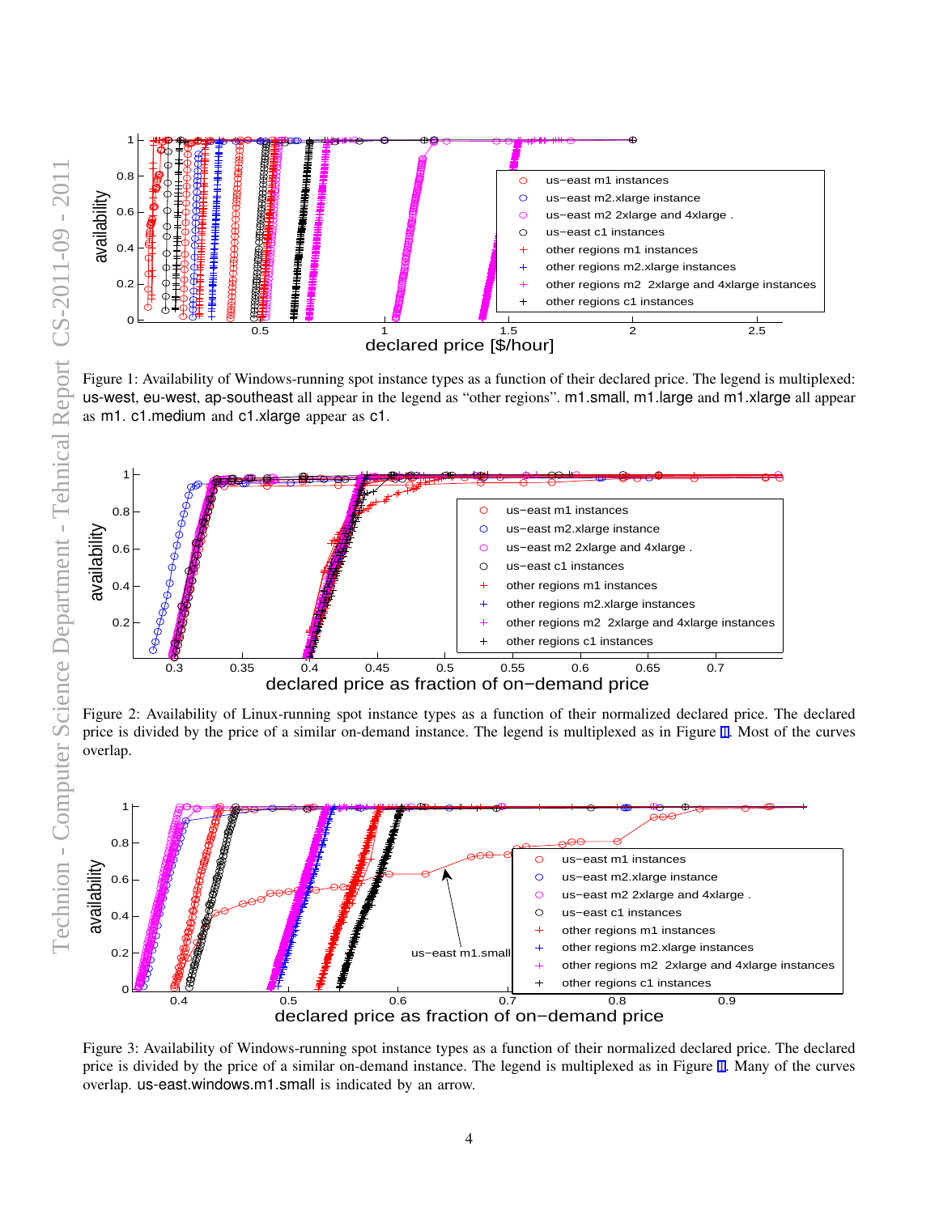Figure 1: Availability of Windows-running spot instance types as a function of their declared price. The legend is multiplexed: us-west, eu-west, ap-southeast all appear in the legend as "other regions". m1.small, m1.large and m1.xlarge all appear as m1. c1.medium and c1.xlarge appear as c1.

Figure 2: Availability of Linux-running spot instance types as a function of their normalized declared price. The declared price is divided by the price of a similar on-demand instance. The legend is multiplexed as in Figure 1. Most of the curves overlap.

Figure 3: Availability of Windows-running spot instance types as a function of their normalized declared price. The declared price is divided by the price of a similar on-demand instance. The legend is multiplexed as in Figure 1. Many of the curves overlap. us-east.windows.m1.small is indicated by an arrow.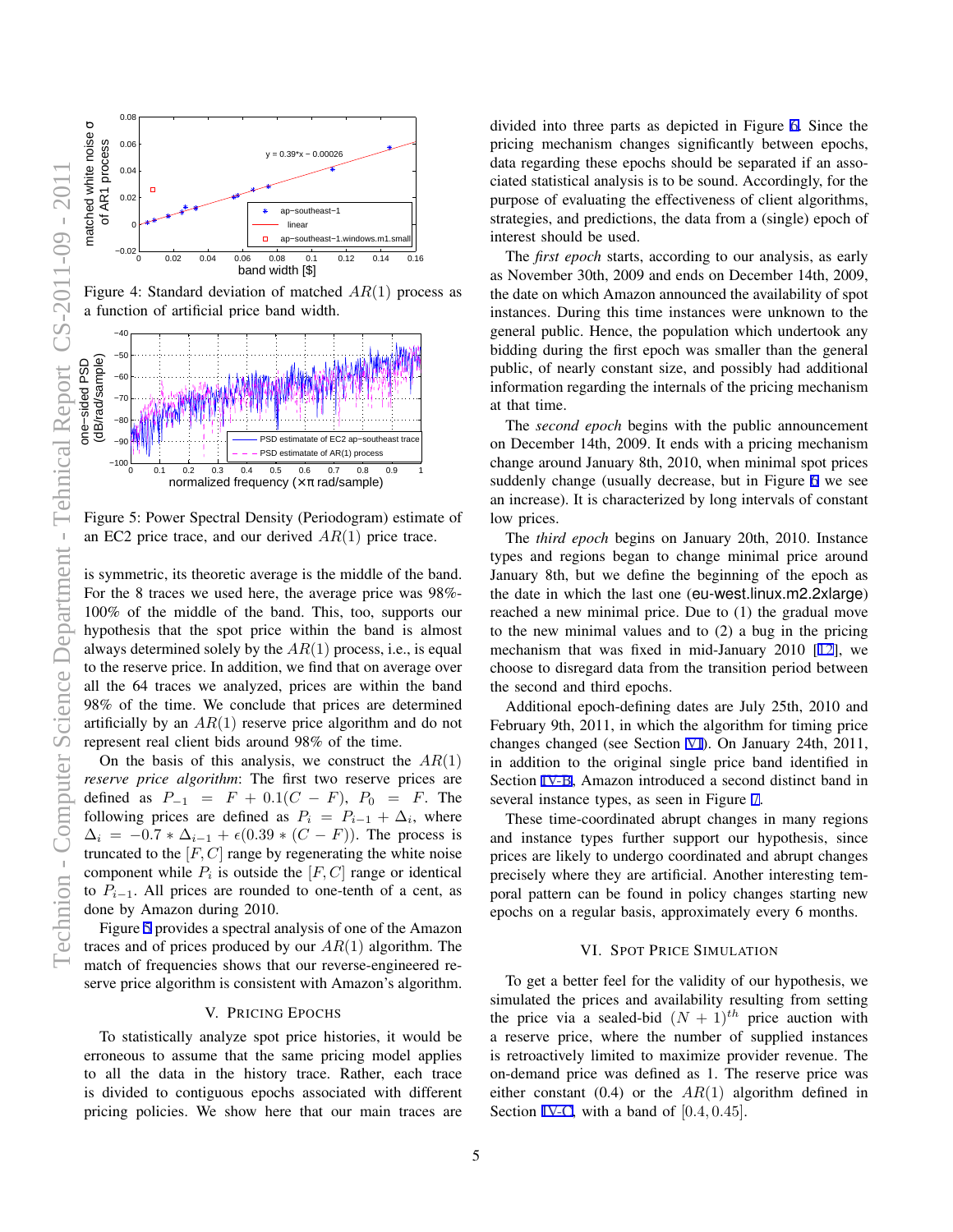Figure 4: Standard deviation of matched $AR(1)$ process as a function of artificial price band width.

Figure 5: Power Spectral Density (Periodogram) estimate of an EC2 price trace, and our derived $AR(1)$ price trace.

is symmetric, its theoretic average is the middle of the band. For the 8 traces we used here, the average price was 98%-100% of the middle of the band. This, too, supports our hypothesis that the spot price within the band is almost always determined solely by the $AR(1)$ process, i.e., is equal to the reserve price. In addition, we find that on average over all the 64 traces we analyzed, prices are within the band 98% of the time. We conclude that prices are determined artificially by an $AR(1)$ reserve price algorithm and do not represent real client bids around 98% of the time.

On the basis of this analysis, we construct the $AR(1)$ *reserve price algorithm*: The first two reserve prices are defined as $P_{-1} = F + 0.1(C - F)$, $P_0 = F$. The following prices are defined as $P_i = P_{i-1} + \Delta_i$, where $\Delta_i = -0.7 * \Delta_{i-1} + \epsilon(0.39 * (C - F))$. The process is truncated to the $[F, C]$ range by regenerating the white noise component while $P_i$ is outside the $[F, C]$ range or identical to $P_{i-1}$. All prices are rounded to one-tenth of a cent, as done by Amazon during 2010.

Figure 5 provides a spectral analysis of one of the Amazon traces and of prices produced by our $AR(1)$ algorithm. The match of frequencies shows that our reverse-engineered reserve price algorithm is consistent with Amazon's algorithm.

## V. Pricing Epochs

To statistically analyze spot price histories, it would be erroneous to assume that the same pricing model applies to all the data in the history trace. Rather, each trace is divided to contiguous epochs associated with different pricing policies. We show here that our main traces are divided into three parts as depicted in Figure 6. Since the pricing mechanism changes significantly between epochs, data regarding these epochs should be separated if an associated statistical analysis is to be sound. Accordingly, for the purpose of evaluating the effectiveness of client algorithms, strategies, and predictions, the data from a (single) epoch of interest should be used.

The *first epoch* starts, according to our analysis, as early as November 30th, 2009 and ends on December 14th, 2009, the date on which Amazon announced the availability of spot instances. During this time instances were unknown to the general public. Hence, the population which undertook any bidding during the first epoch was smaller than the general public, of nearly constant size, and possibly had additional information regarding the internals of the pricing mechanism at that time.

The *second epoch* begins with the public announcement on December 14th, 2009. It ends with a pricing mechanism change around January 8th, 2010, when minimal spot prices suddenly change (usually decrease, but in Figure 6 we see an increase). It is characterized by long intervals of constant low prices.

The *third epoch* begins on January 20th, 2010. Instance types and regions began to change minimal price around January 8th, but we define the beginning of the epoch as the date in which the last one (eu-west.linux.m2.2xlarge) reached a new minimal price. Due to (1) the gradual move to the new minimal values and to (2) a bug in the pricing mechanism that was fixed in mid-January 2010 [12], we choose to disregard data from the transition period between the second and third epochs.

Additional epoch-defining dates are July 25th, 2010 and February 9th, 2011, in which the algorithm for timing price changes changed (see Section VI). On January 24th, 2011, in addition to the original single price band identified in Section IV-B, Amazon introduced a second distinct band in several instance types, as seen in Figure 7.

These time-coordinated abrupt changes in many regions and instance types further support our hypothesis, since prices are likely to undergo coordinated and abrupt changes precisely where they are artificial. Another interesting temporal pattern can be found in policy changes starting new epochs on a regular basis, approximately every 6 months.

## VI. Spot Price Simulation

To get a better feel for the validity of our hypothesis, we simulated the prices and availability resulting from setting the price via a sealed-bid $(N + 1)^{th}$ price auction with a reserve price, where the number of supplied instances is retroactively limited to maximize provider revenue. The on-demand price was defined as 1. The reserve price was either constant (0.4) or the $AR(1)$ algorithm defined in Section IV-C, with a band of $[0.4, 0.45]$.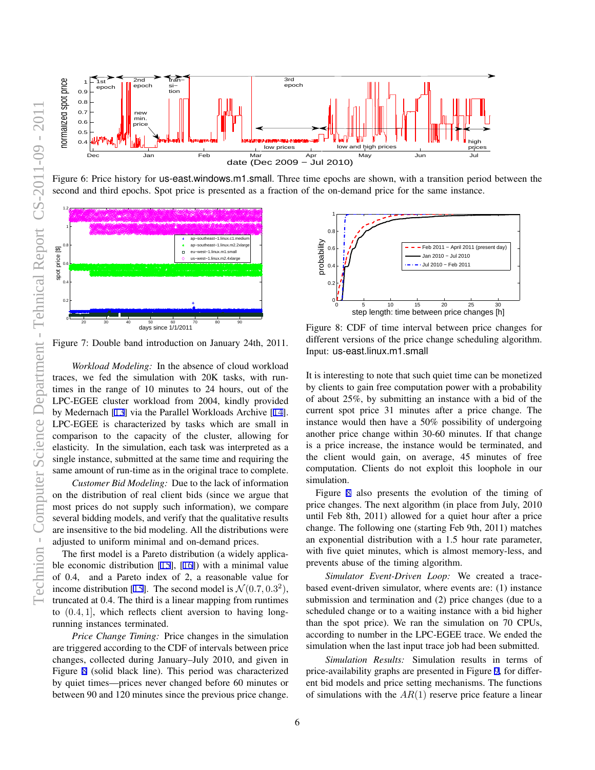Figure 6: Price history for us-east.windows.m1.small. Three time epochs are shown, with a transition period between the second and third epochs. Spot price is presented as a fraction of the on-demand price for the same instance.

Figure 7: Double band introduction on January 24th, 2011.

Figure 8: CDF of time interval between price changes for different versions of the price change scheduling algorithm. Input: us-east.linux.m1.small

*Workload Modeling:* In the absence of cloud workload traces, we fed the simulation with 20K tasks, with run-times in the range of 10 minutes to 24 hours, out of the LPC-EGEE cluster workload from 2004, kindly provided by Medernach [13] via the Parallel Workloads Archive [14]. LPC-EGEE is characterized by tasks which are small in comparison to the capacity of the cluster, allowing for elasticity. In the simulation, each task was interpreted as a single instance, submitted at the same time and requiring the same amount of run-time as in the original trace to complete.

*Customer Bid Modeling:* Due to the lack of information on the distribution of real client bids (since we argue that most prices do not supply such information), we compare several bidding models, and verify that the qualitative results are insensitive to the bid modeling. All the distributions were adjusted to uniform minimal and on-demand prices.

The first model is a Pareto distribution (a widely applicable economic distribution [15], [16]) with a minimal value of 0.4, and a Pareto index of 2, a reasonable value for income distribution [15]. The second model is $\mathcal{N}(0.7, 0.3^2)$, truncated at 0.4. The third is a linear mapping from runtimes to $(0.4, 1]$, which reflects client aversion to having long-running instances terminated.

*Price Change Timing:* Price changes in the simulation are triggered according to the CDF of intervals between price changes, collected during January–July 2010, and given in Figure 8 (solid black line). This period was characterized by quiet times—prices never changed before 60 minutes or between 90 and 120 minutes since the previous price change. It is interesting to note that such quiet time can be monetized by clients to gain free computation power with a probability of about 25%, by submitting an instance with a bid of the current spot price 31 minutes after a price change. The instance would then have a 50% possibility of undergoing another price change within 30-60 minutes. If that change is a price increase, the instance would be terminated, and the client would gain, on average, 45 minutes of free computation. Clients do not exploit this loophole in our simulation.

Figure 8 also presents the evolution of the timing of price changes. The next algorithm (in place from July, 2010 until Feb 8th, 2011) allowed for a quiet hour after a price change. The following one (starting Feb 9th, 2011) matches an exponential distribution with a 1.5 hour rate parameter, with five quiet minutes, which is almost memory-less, and prevents abuse of the timing algorithm.

*Simulator Event-Driven Loop:* We created a trace-based event-driven simulator, where events are: (1) instance submission and termination and (2) price changes (due to a scheduled change or to a waiting instance with a bid higher than the spot price). We ran the simulation on 70 CPUs, according to number in the LPC-EGEE trace. We ended the simulation when the last input trace job had been submitted.

*Simulation Results:* Simulation results in terms of price-availability graphs are presented in Figure 9, for different bid models and price setting mechanisms. The functions of simulations with the $AR(1)$ reserve price feature a linear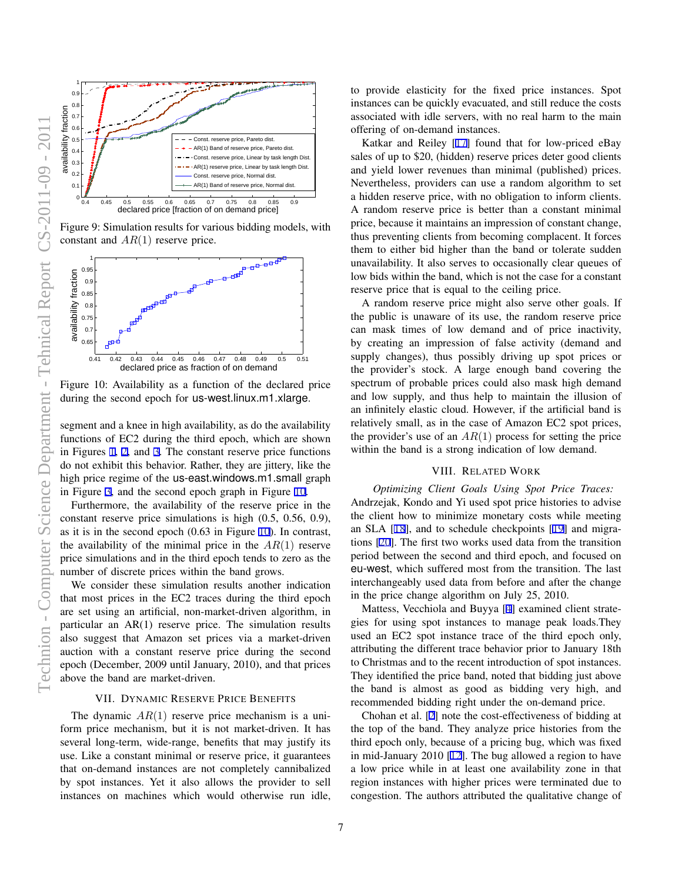Figure 9: Simulation results for various bidding models, with constant and $AR(1)$ reserve price.

Figure 10: Availability as a function of the declared price during the second epoch for us-west.linux.m1.xlarge.

segment and a knee in high availability, as do the availability functions of EC2 during the third epoch, which are shown in Figures 1, 2, and 3. The constant reserve price functions do not exhibit this behavior. Rather, they are jittery, like the high price regime of the us-east.windows.m1.small graph in Figure 3, and the second epoch graph in Figure 10.

Furthermore, the availability of the reserve price in the constant reserve price simulations is high (0.5, 0.56, 0.9), as it is in the second epoch (0.63 in Figure 10). In contrast, the availability of the minimal price in the $AR(1)$ reserve price simulations and in the third epoch tends to zero as the number of discrete prices within the band grows.

We consider these simulation results another indication that most prices in the EC2 traces during the third epoch are set using an artificial, non-market-driven algorithm, in particular an AR(1) reserve price. The simulation results also suggest that Amazon set prices via a market-driven auction with a constant reserve price during the second epoch (December, 2009 until January, 2010), and that prices above the band are market-driven.

## VII. Dynamic Reserve Price Benefits

The dynamic $AR(1)$ reserve price mechanism is a uniform price mechanism, but it is not market-driven. It has several long-term, wide-range, benefits that may justify its use. Like a constant minimal or reserve price, it guarantees that on-demand instances are not completely cannibalized by spot instances. Yet it also allows the provider to sell instances on machines which would otherwise run idle, to provide elasticity for the fixed price instances. Spot instances can be quickly evacuated, and still reduce the costs associated with idle servers, with no real harm to the main offering of on-demand instances.

Katkar and Reiley [17] found that for low-priced eBay sales of up to $20, (hidden) reserve prices deter good clients and yield lower revenues than minimal (published) prices. Nevertheless, providers can use a random algorithm to set a hidden reserve price, with no obligation to inform clients. A random reserve price is better than a constant minimal price, because it maintains an impression of constant change, thus preventing clients from becoming complacent. It forces them to either bid higher than the band or tolerate sudden unavailability. It also serves to occasionally clear queues of low bids within the band, which is not the case for a constant reserve price that is equal to the ceiling price.

A random reserve price might also serve other goals. If the public is unaware of its use, the random reserve price can mask times of low demand and of price inactivity, by creating an impression of false activity (demand and supply changes), thus possibly driving up spot prices or the provider's stock. A large enough band covering the spectrum of probable prices could also mask high demand and low supply, and thus help to maintain the illusion of an infinitely elastic cloud. However, if the artificial band is relatively small, as in the case of Amazon EC2 spot prices, the provider's use of an $AR(1)$ process for setting the price within the band is a strong indication of low demand.

## VIII. Related Work

*Optimizing Client Goals Using Spot Price Traces:* Andrzejak, Kondo and Yi used spot price histories to advise the client how to minimize monetary costs while meeting an SLA [18], and to schedule checkpoints [19] and migrations [20]. The first two works used data from the transition period between the second and third epoch, and focused on eu-west, which suffered most from the transition. The last interchangeably used data from before and after the change in the price change algorithm on July 25, 2010.

Mattess, Vecchiola and Buyya [4] examined client strategies for using spot instances to manage peak loads.They used an EC2 spot instance trace of the third epoch only, attributing the different trace behavior prior to January 18th to Christmas and to the recent introduction of spot instances. They identified the price band, noted that bidding just above the band is almost as good as bidding very high, and recommended bidding right under the on-demand price.

Chohan et al. [2] note the cost-effectiveness of bidding at the top of the band. They analyze price histories from the third epoch only, because of a pricing bug, which was fixed in mid-January 2010 [12]. The bug allowed a region to have a low price while in at least one availability zone in that region instances with higher prices were terminated due to congestion. The authors attributed the qualitative change of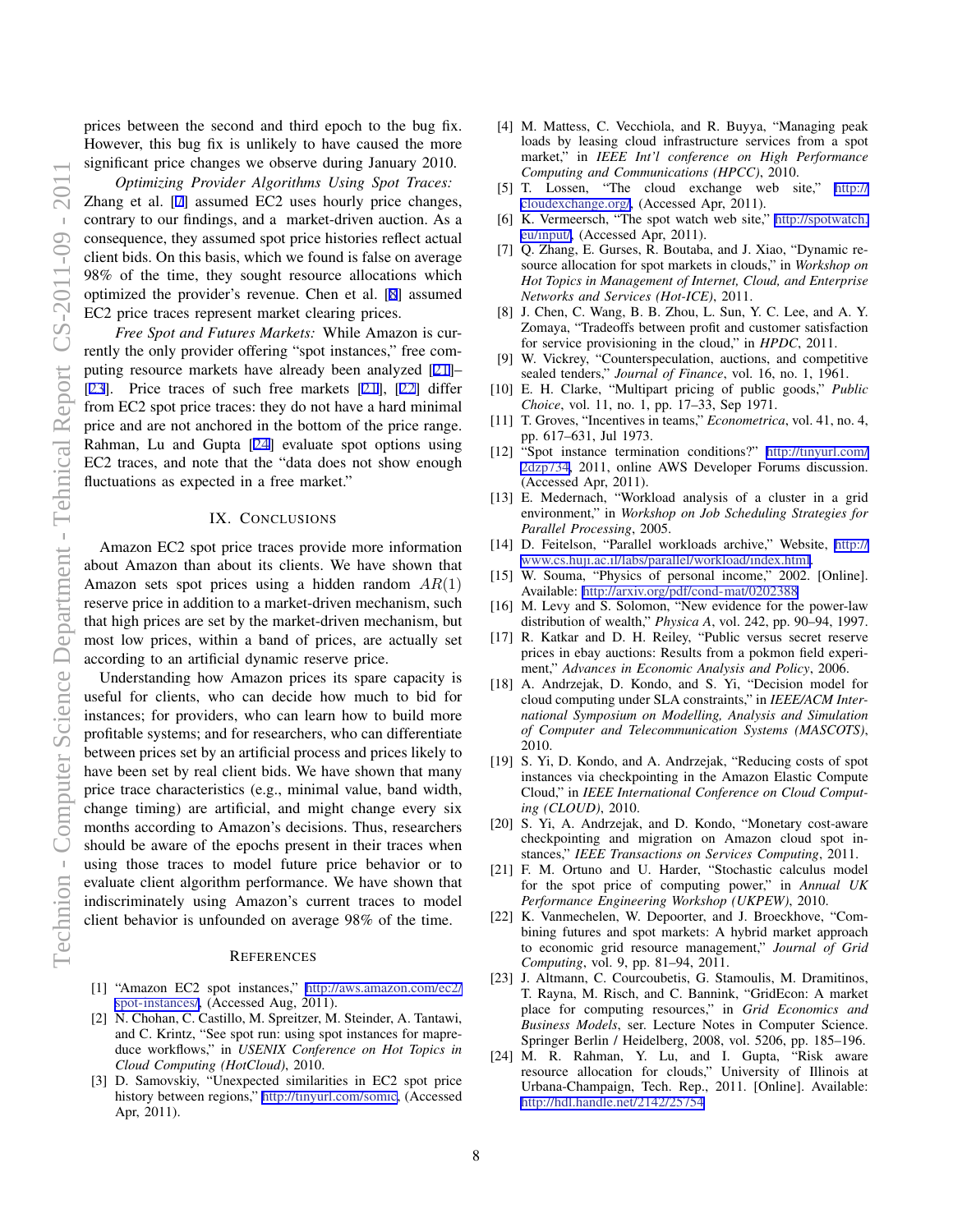prices between the second and third epoch to the bug fix. However, this bug fix is unlikely to have caused the more significant price changes we observe during January 2010.

*Optimizing Provider Algorithms Using Spot Traces:* Zhang et al. [7] assumed EC2 uses hourly price changes, contrary to our findings, and a market-driven auction. As a consequence, they assumed spot price histories reflect actual client bids. On this basis, which we found is false on average 98% of the time, they sought resource allocations which optimized the provider's revenue. Chen et al. [8] assumed EC2 price traces represent market clearing prices.

*Free Spot and Futures Markets:* While Amazon is currently the only provider offering "spot instances," free computing resource markets have already been analyzed [21]–[23]. Price traces of such free markets [21], [22] differ from EC2 spot price traces: they do not have a hard minimal price and are not anchored in the bottom of the price range. Rahman, Lu and Gupta [24] evaluate spot options using EC2 traces, and note that the "data does not show enough fluctuations as expected in a free market."

## IX. Conclusions

Amazon EC2 spot price traces provide more information about Amazon than about its clients. We have shown that Amazon sets spot prices using a hidden random $AR(1)$ reserve price in addition to a market-driven mechanism, such that high prices are set by the market-driven mechanism, but most low prices, within a band of prices, are actually set according to an artificial dynamic reserve price.

Understanding how Amazon prices its spare capacity is useful for clients, who can decide how much to bid for instances; for providers, who can learn how to build more profitable systems; and for researchers, who can differentiate between prices set by an artificial process and prices likely to have been set by real client bids. We have shown that many price trace characteristics (e.g., minimal value, band width, change timing) are artificial, and might change every six months according to Amazon's decisions. Thus, researchers should be aware of the epochs present in their traces when using those traces to model future price behavior or to evaluate client algorithm performance. We have shown that indiscriminately using Amazon's current traces to model client behavior is unfounded on average 98% of the time.

## References

[1] "Amazon EC2 spot instances," http://aws.amazon.com/ec2/spot-instances/, (Accessed Aug, 2011).

[2] N. Chohan, C. Castillo, M. Spreitzer, M. Steinder, A. Tantawi, and C. Krintz, "See spot run: using spot instances for mapreduce workflows," in *USENIX Conference on Hot Topics in Cloud Computing (HotCloud)*, 2010.

[3] D. Samovskiy, "Unexpected similarities in EC2 spot price history between regions," http://tinyurl.com/somic, (Accessed Apr, 2011).

[4] M. Mattess, C. Vecchiola, and R. Buyya, "Managing peak loads by leasing cloud infrastructure services from a spot market," in *IEEE Int'l conference on High Performance Computing and Communications (HPCC)*, 2010.

[5] T. Lossen, "The cloud exchange web site," http://cloudexchange.org/, (Accessed Apr, 2011).

[6] K. Vermeersch, "The spot watch web site," http://spotwatch.eu/input/, (Accessed Apr, 2011).

[7] Q. Zhang, E. Gurses, R. Boutaba, and J. Xiao, "Dynamic resource allocation for spot markets in clouds," in *Workshop on Hot Topics in Management of Internet, Cloud, and Enterprise Networks and Services (Hot-ICE)*, 2011.

[8] J. Chen, C. Wang, B. B. Zhou, L. Sun, Y. C. Lee, and A. Y. Zomaya, "Tradeoffs between profit and customer satisfaction for service provisioning in the cloud," in *HPDC*, 2011.

[9] W. Vickrey, "Counterspeculation, auctions, and competitive sealed tenders," *Journal of Finance*, vol. 16, no. 1, 1961.

[10] E. H. Clarke, "Multipart pricing of public goods," *Public Choice*, vol. 11, no. 1, pp. 17–33, Sep 1971.

[11] T. Groves, "Incentives in teams," *Econometrica*, vol. 41, no. 4, pp. 617–631, Jul 1973.

[12] "Spot instance termination conditions?" http://tinyurl.com/2dzp734, 2011, online AWS Developer Forums discussion. (Accessed Apr, 2011).

[13] E. Medernach, "Workload analysis of a cluster in a grid environment," in *Workshop on Job Scheduling Strategies for Parallel Processing*, 2005.

[14] D. Feitelson, "Parallel workloads archive," Website, http://www.cs.huji.ac.il/labs/parallel/workload/index.html.

[15] W. Souma, "Physics of personal income," 2002. [Online]. Available: http://arxiv.org/pdf/cond-mat/0202388

[16] M. Levy and S. Solomon, "New evidence for the power-law distribution of wealth," *Physica A*, vol. 242, pp. 90–94, 1997.

[17] R. Katkar and D. H. Reiley, "Public versus secret reserve prices in ebay auctions: Results from a pokmon field experiment," *Advances in Economic Analysis and Policy*, 2006.

[18] A. Andrzejak, D. Kondo, and S. Yi, "Decision model for cloud computing under SLA constraints," in *IEEE/ACM International Symposium on Modelling, Analysis and Simulation of Computer and Telecommunication Systems (MASCOTS)*, 2010.

[19] S. Yi, D. Kondo, and A. Andrzejak, "Reducing costs of spot instances via checkpointing in the Amazon Elastic Compute Cloud," in *IEEE International Conference on Cloud Computing (CLOUD)*, 2010.

[20] S. Yi, A. Andrzejak, and D. Kondo, "Monetary cost-aware checkpointing and migration on Amazon cloud spot instances," *IEEE Transactions on Services Computing*, 2011.

[21] F. M. Ortuno and U. Harder, "Stochastic calculus model for the spot price of computing power," in *Annual UK Performance Engineering Workshop (UKPEW)*, 2010.

[22] K. Vanmechelen, W. Depoorter, and J. Broeckhove, "Combining futures and spot markets: A hybrid market approach to economic grid resource management," *Journal of Grid Computing*, vol. 9, pp. 81–94, 2011.

[23] J. Altmann, C. Courcoubetis, G. Stamoulis, M. Dramitinos, T. Rayna, M. Risch, and C. Bannink, "GridEcon: A market place for computing resources," in *Grid Economics and Business Models*, ser. Lecture Notes in Computer Science. Springer Berlin / Heidelberg, 2008, vol. 5206, pp. 185–196.

[24] M. R. Rahman, Y. Lu, and I. Gupta, "Risk aware resource allocation for clouds," University of Illinois at Urbana-Champaign, Tech. Rep., 2011. [Online]. Available: http://hdl.handle.net/2142/25754